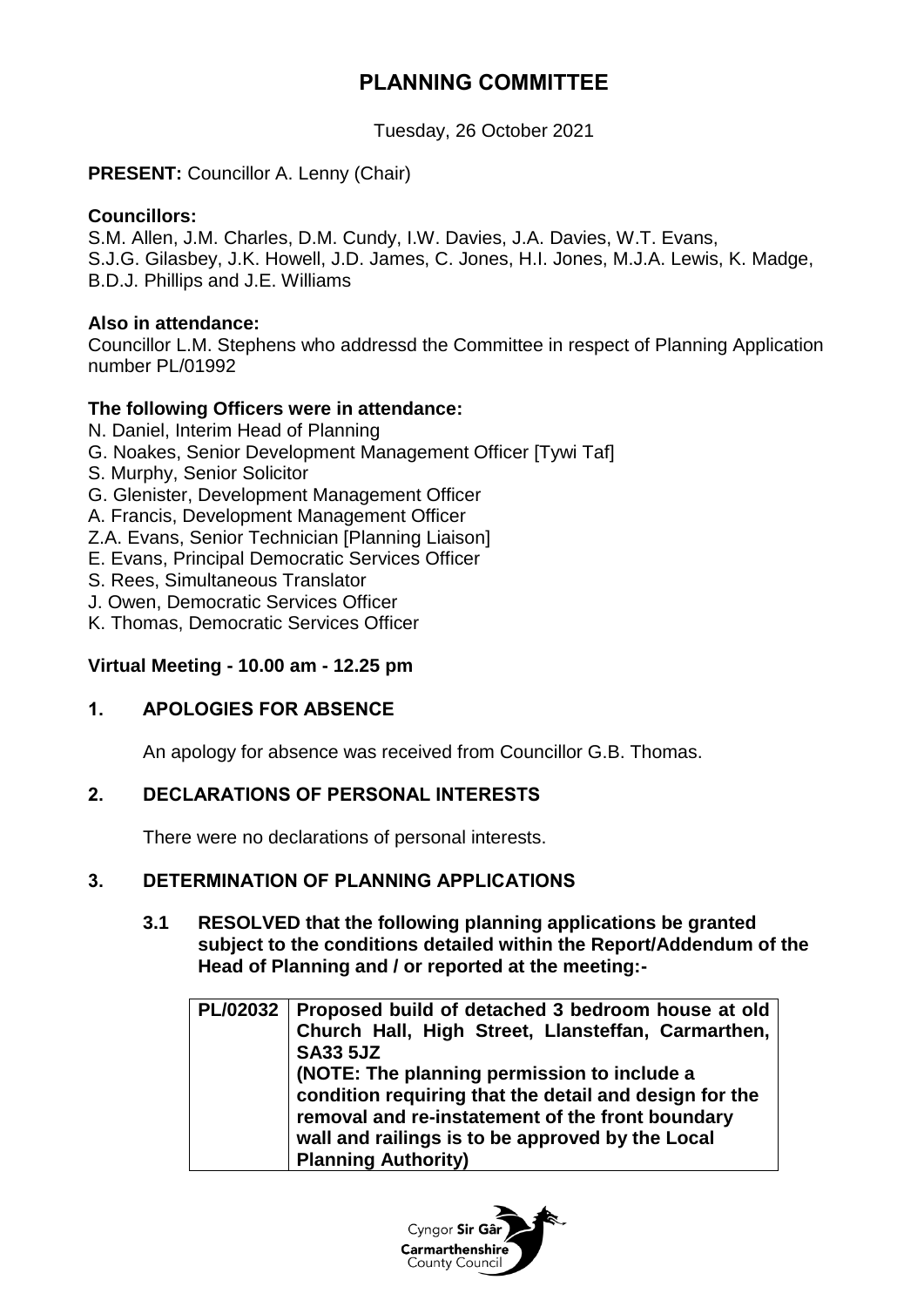# PLANNING COMMITTEE

Tuesday, 26 October 2021

**PRESENT:** Councillor A. Lenny (Chair)

**Councillors:**
S.M. Allen, J.M. Charles, D.M. Cundy, I.W. Davies, J.A. Davies, W.T. Evans, S.J.G. Gilasbey, J.K. Howell, J.D. James, C. Jones, H.I. Jones, M.J.A. Lewis, K. Madge, B.D.J. Phillips and J.E. Williams

**Also in attendance:**
Councillor L.M. Stephens who addressd the Committee in respect of Planning Application number PL/01992

**The following Officers were in attendance:**
N. Daniel, Interim Head of Planning
G. Noakes, Senior Development Management Officer [Tywi Taf]
S. Murphy, Senior Solicitor
G. Glenister, Development Management Officer
A. Francis, Development Management Officer
Z.A. Evans, Senior Technician [Planning Liaison]
E. Evans, Principal Democratic Services Officer
S. Rees, Simultaneous Translator
J. Owen, Democratic Services Officer
K. Thomas, Democratic Services Officer

**Virtual Meeting - 10.00 am - 12.25 pm**

## 1. APOLOGIES FOR ABSENCE

An apology for absence was received from Councillor G.B. Thomas.

## 2. DECLARATIONS OF PERSONAL INTERESTS

There were no declarations of personal interests.

## 3. DETERMINATION OF PLANNING APPLICATIONS

**3.1 RESOLVED that the following planning applications be granted subject to the conditions detailed within the Report/Addendum of the Head of Planning and / or reported at the meeting:-**

| | |
|---|---|
| **PL/02032** | **Proposed build of detached 3 bedroom house at old Church Hall, High Street, Llansteffan, Carmarthen, SA33 5JZ (NOTE: The planning permission to include a condition requiring that the detail and design for the removal and re-instatement of the front boundary wall and railings is to be approved by the Local Planning Authority)** |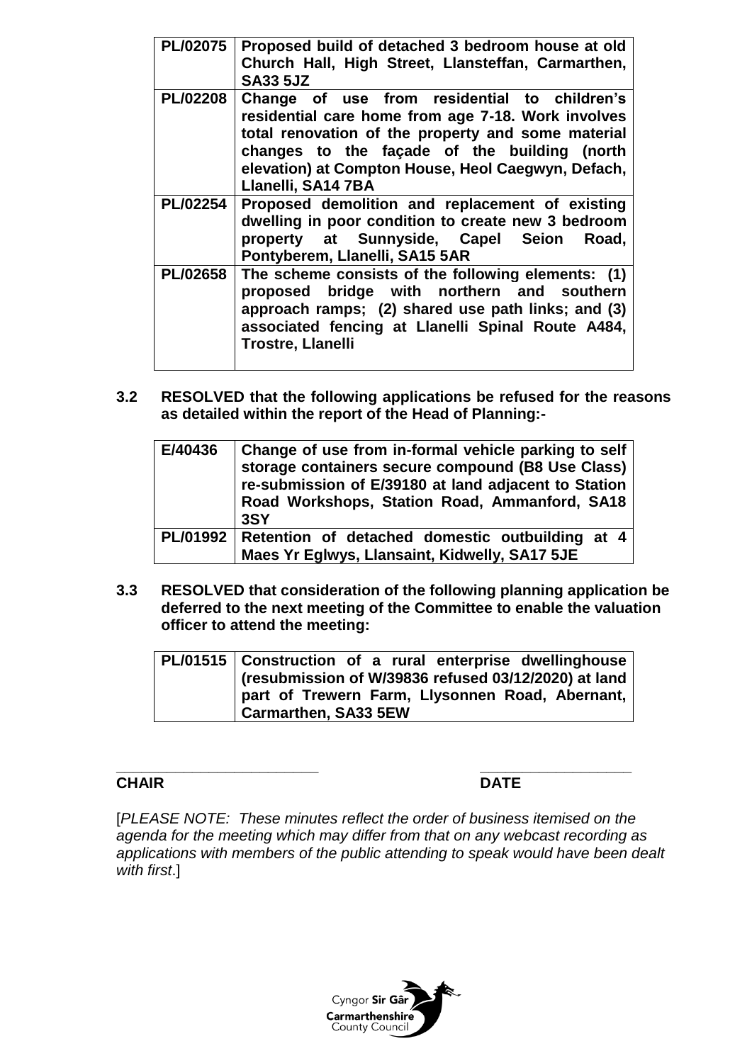| | |
|---|---|
| **PL/02075** | **Proposed build of detached 3 bedroom house at old Church Hall, High Street, Llansteffan, Carmarthen, SA33 5JZ** |
| **PL/02208** | **Change of use from residential to children's residential care home from age 7-18. Work involves total renovation of the property and some material changes to the façade of the building (north elevation) at Compton House, Heol Caegwyn, Defach, Llanelli, SA14 7BA** |
| **PL/02254** | **Proposed demolition and replacement of existing dwelling in poor condition to create new 3 bedroom property at Sunnyside, Capel Seion Road, Pontyberem, Llanelli, SA15 5AR** |
| **PL/02658** | **The scheme consists of the following elements: (1) proposed bridge with northern and southern approach ramps; (2) shared use path links; and (3) associated fencing at Llanelli Spinal Route A484, Trostre, Llanelli** |

**3.2 RESOLVED that the following applications be refused for the reasons as detailed within the report of the Head of Planning:-**

| | |
|---|---|
| **E/40436** | **Change of use from in-formal vehicle parking to self storage containers secure compound (B8 Use Class) re-submission of E/39180 at land adjacent to Station Road Workshops, Station Road, Ammanford, SA18 3SY** |
| **PL/01992** | **Retention of detached domestic outbuilding at 4 Maes Yr Eglwys, Llansaint, Kidwelly, SA17 5JE** |

**3.3 RESOLVED that consideration of the following planning application be deferred to the next meeting of the Committee to enable the valuation officer to attend the meeting:**

| | |
|---|---|
| **PL/01515** | **Construction of a rural enterprise dwellinghouse (resubmission of W/39836 refused 03/12/2020) at land part of Trewern Farm, Llysonnen Road, Abernant, Carmarthen, SA33 5EW** |

\_\_\_\_\_\_\_\_\_\_\_\_\_\_\_\_\_\_\_\_\_\_\_\_ \_\_\_\_\_\_\_\_\_\_\_\_\_\_\_\_\_\_

**CHAIR** **DATE**

[*PLEASE NOTE: These minutes reflect the order of business itemised on the agenda for the meeting which may differ from that on any webcast recording as applications with members of the public attending to speak would have been dealt with first*.]

Cyngor Sir Gâr
Carmarthenshire County Council